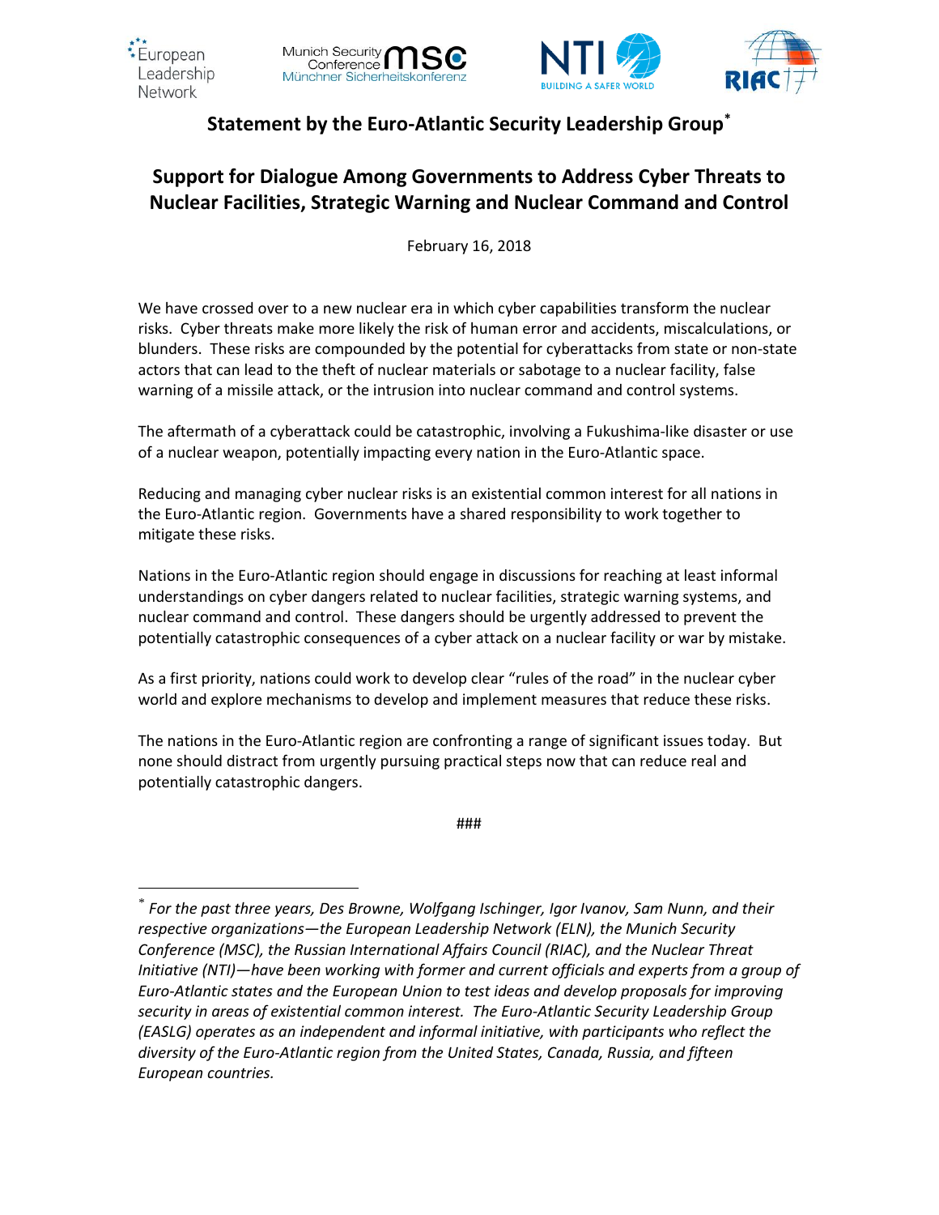# Statement by the Euro-Atlantic Security Leadership Group[*]

## Support for Dialogue Among Governments to Address Cyber Threats to Nuclear Facilities, Strategic Warning and Nuclear Command and Control

February 16, 2018

We have crossed over to a new nuclear era in which cyber capabilities transform the nuclear risks. Cyber threats make more likely the risk of human error and accidents, miscalculations, or blunders. These risks are compounded by the potential for cyberattacks from state or non-state actors that can lead to the theft of nuclear materials or sabotage to a nuclear facility, false warning of a missile attack, or the intrusion into nuclear command and control systems.

The aftermath of a cyberattack could be catastrophic, involving a Fukushima-like disaster or use of a nuclear weapon, potentially impacting every nation in the Euro-Atlantic space.

Reducing and managing cyber nuclear risks is an existential common interest for all nations in the Euro-Atlantic region. Governments have a shared responsibility to work together to mitigate these risks.

Nations in the Euro-Atlantic region should engage in discussions for reaching at least informal understandings on cyber dangers related to nuclear facilities, strategic warning systems, and nuclear command and control. These dangers should be urgently addressed to prevent the potentially catastrophic consequences of a cyber attack on a nuclear facility or war by mistake.

As a first priority, nations could work to develop clear "rules of the road" in the nuclear cyber world and explore mechanisms to develop and implement measures that reduce these risks.

The nations in the Euro-Atlantic region are confronting a range of significant issues today. But none should distract from urgently pursuing practical steps now that can reduce real and potentially catastrophic dangers.

###

---

[*] *For the past three years, Des Browne, Wolfgang Ischinger, Igor Ivanov, Sam Nunn, and their respective organizations—the European Leadership Network (ELN), the Munich Security Conference (MSC), the Russian International Affairs Council (RIAC), and the Nuclear Threat Initiative (NTI)—have been working with former and current officials and experts from a group of Euro-Atlantic states and the European Union to test ideas and develop proposals for improving security in areas of existential common interest. The Euro-Atlantic Security Leadership Group (EASLG) operates as an independent and informal initiative, with participants who reflect the diversity of the Euro-Atlantic region from the United States, Canada, Russia, and fifteen European countries.*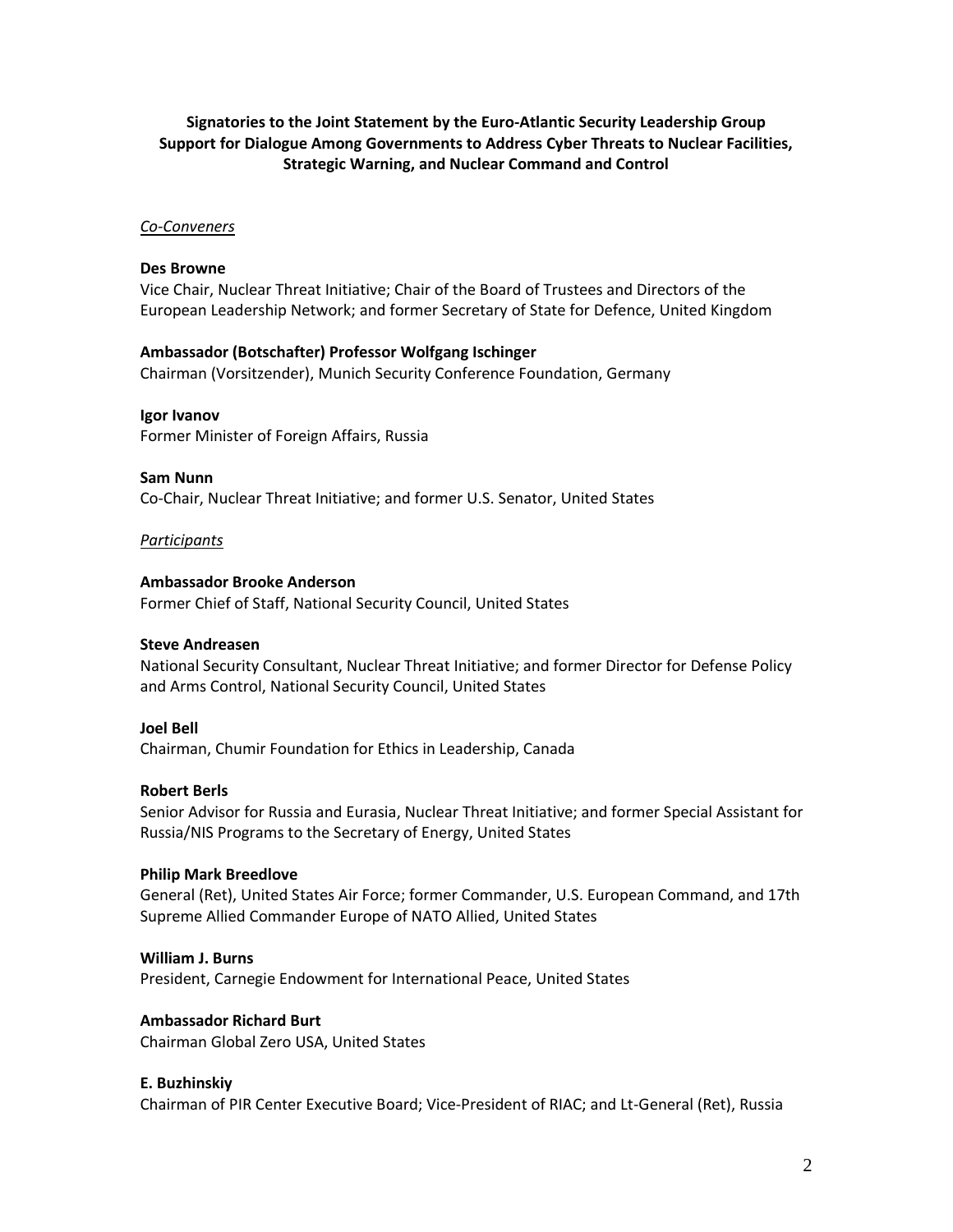**Signatories to the Joint Statement by the Euro-Atlantic Security Leadership Group Support for Dialogue Among Governments to Address Cyber Threats to Nuclear Facilities, Strategic Warning, and Nuclear Command and Control**

*Co-Conveners*

**Des Browne**
Vice Chair, Nuclear Threat Initiative; Chair of the Board of Trustees and Directors of the European Leadership Network; and former Secretary of State for Defence, United Kingdom

**Ambassador (Botschafter) Professor Wolfgang Ischinger**
Chairman (Vorsitzender), Munich Security Conference Foundation, Germany

**Igor Ivanov**
Former Minister of Foreign Affairs, Russia

**Sam Nunn**
Co-Chair, Nuclear Threat Initiative; and former U.S. Senator, United States

*Participants*

**Ambassador Brooke Anderson**
Former Chief of Staff, National Security Council, United States

**Steve Andreasen**
National Security Consultant, Nuclear Threat Initiative; and former Director for Defense Policy and Arms Control, National Security Council, United States

**Joel Bell**
Chairman, Chumir Foundation for Ethics in Leadership, Canada

**Robert Berls**
Senior Advisor for Russia and Eurasia, Nuclear Threat Initiative; and former Special Assistant for Russia/NIS Programs to the Secretary of Energy, United States

**Philip Mark Breedlove**
General (Ret), United States Air Force; former Commander, U.S. European Command, and 17th Supreme Allied Commander Europe of NATO Allied, United States

**William J. Burns**
President, Carnegie Endowment for International Peace, United States

**Ambassador Richard Burt**
Chairman Global Zero USA, United States

**E. Buzhinskiy**
Chairman of PIR Center Executive Board; Vice-President of RIAC; and Lt-General (Ret), Russia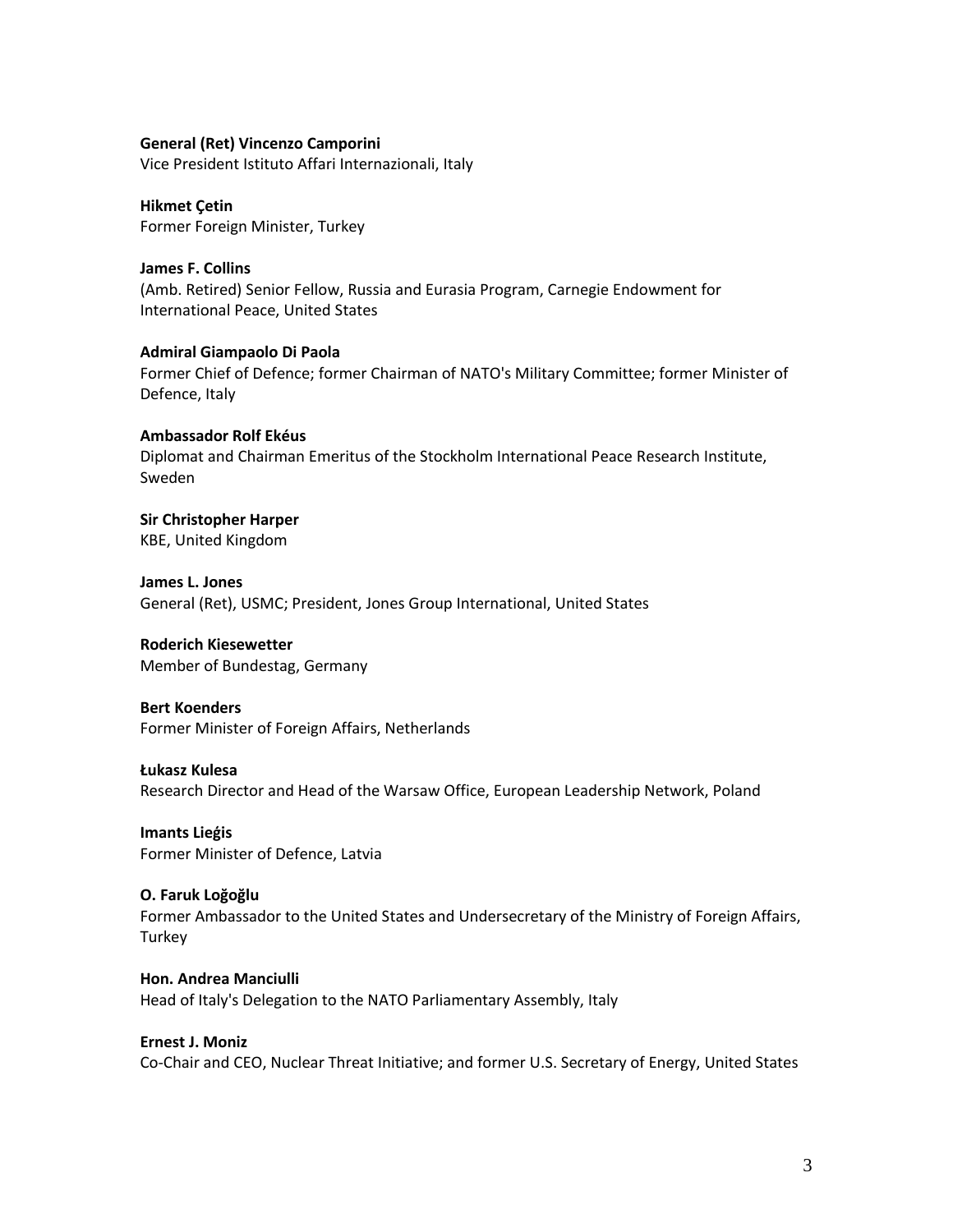**General (Ret) Vincenzo Camporini**
Vice President Istituto Affari Internazionali, Italy

**Hikmet Çetin**
Former Foreign Minister, Turkey

**James F. Collins**
(Amb. Retired) Senior Fellow, Russia and Eurasia Program, Carnegie Endowment for International Peace, United States

**Admiral Giampaolo Di Paola**
Former Chief of Defence; former Chairman of NATO's Military Committee; former Minister of Defence, Italy

**Ambassador Rolf Ekéus**
Diplomat and Chairman Emeritus of the Stockholm International Peace Research Institute, Sweden

**Sir Christopher Harper**
KBE, United Kingdom

**James L. Jones**
General (Ret), USMC; President, Jones Group International, United States

**Roderich Kiesewetter**
Member of Bundestag, Germany

**Bert Koenders**
Former Minister of Foreign Affairs, Netherlands

**Łukasz Kulesa**
Research Director and Head of the Warsaw Office, European Leadership Network, Poland

**Imants Lieģis**
Former Minister of Defence, Latvia

**O. Faruk Loğoğlu**
Former Ambassador to the United States and Undersecretary of the Ministry of Foreign Affairs, Turkey

**Hon. Andrea Manciulli**
Head of Italy's Delegation to the NATO Parliamentary Assembly, Italy

**Ernest J. Moniz**
Co-Chair and CEO, Nuclear Threat Initiative; and former U.S. Secretary of Energy, United States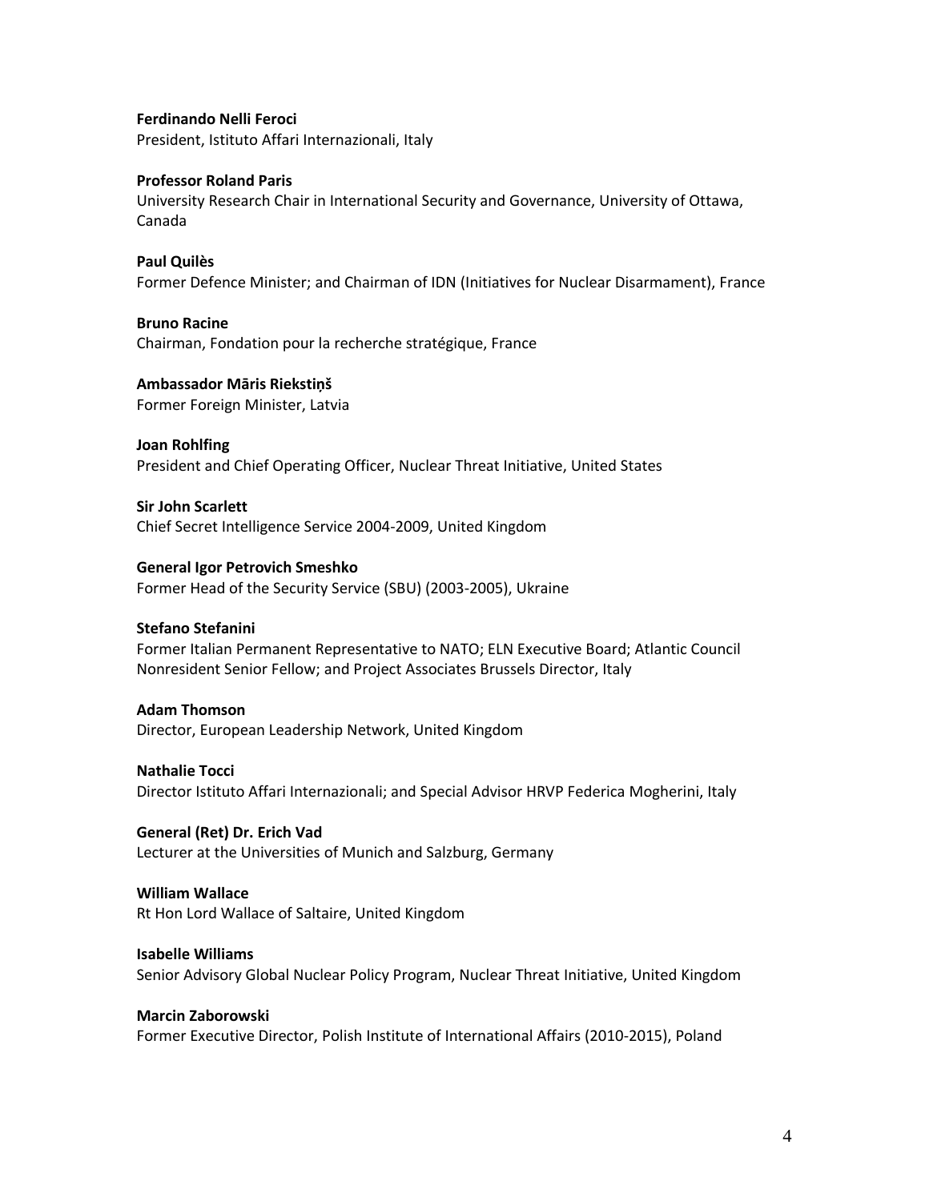**Ferdinando Nelli Feroci**
President, Istituto Affari Internazionali, Italy

**Professor Roland Paris**
University Research Chair in International Security and Governance, University of Ottawa, Canada

**Paul Quilès**
Former Defence Minister; and Chairman of IDN (Initiatives for Nuclear Disarmament), France

**Bruno Racine**
Chairman, Fondation pour la recherche stratégique, France

**Ambassador Māris Riekstiņš**
Former Foreign Minister, Latvia

**Joan Rohlfing**
President and Chief Operating Officer, Nuclear Threat Initiative, United States

**Sir John Scarlett**
Chief Secret Intelligence Service 2004-2009, United Kingdom

**General Igor Petrovich Smeshko**
Former Head of the Security Service (SBU) (2003-2005), Ukraine

**Stefano Stefanini**
Former Italian Permanent Representative to NATO; ELN Executive Board; Atlantic Council Nonresident Senior Fellow; and Project Associates Brussels Director, Italy

**Adam Thomson**
Director, European Leadership Network, United Kingdom

**Nathalie Tocci**
Director Istituto Affari Internazionali; and Special Advisor HRVP Federica Mogherini, Italy

**General (Ret) Dr. Erich Vad**
Lecturer at the Universities of Munich and Salzburg, Germany

**William Wallace**
Rt Hon Lord Wallace of Saltaire, United Kingdom

**Isabelle Williams**
Senior Advisory Global Nuclear Policy Program, Nuclear Threat Initiative, United Kingdom

**Marcin Zaborowski**
Former Executive Director, Polish Institute of International Affairs (2010-2015), Poland